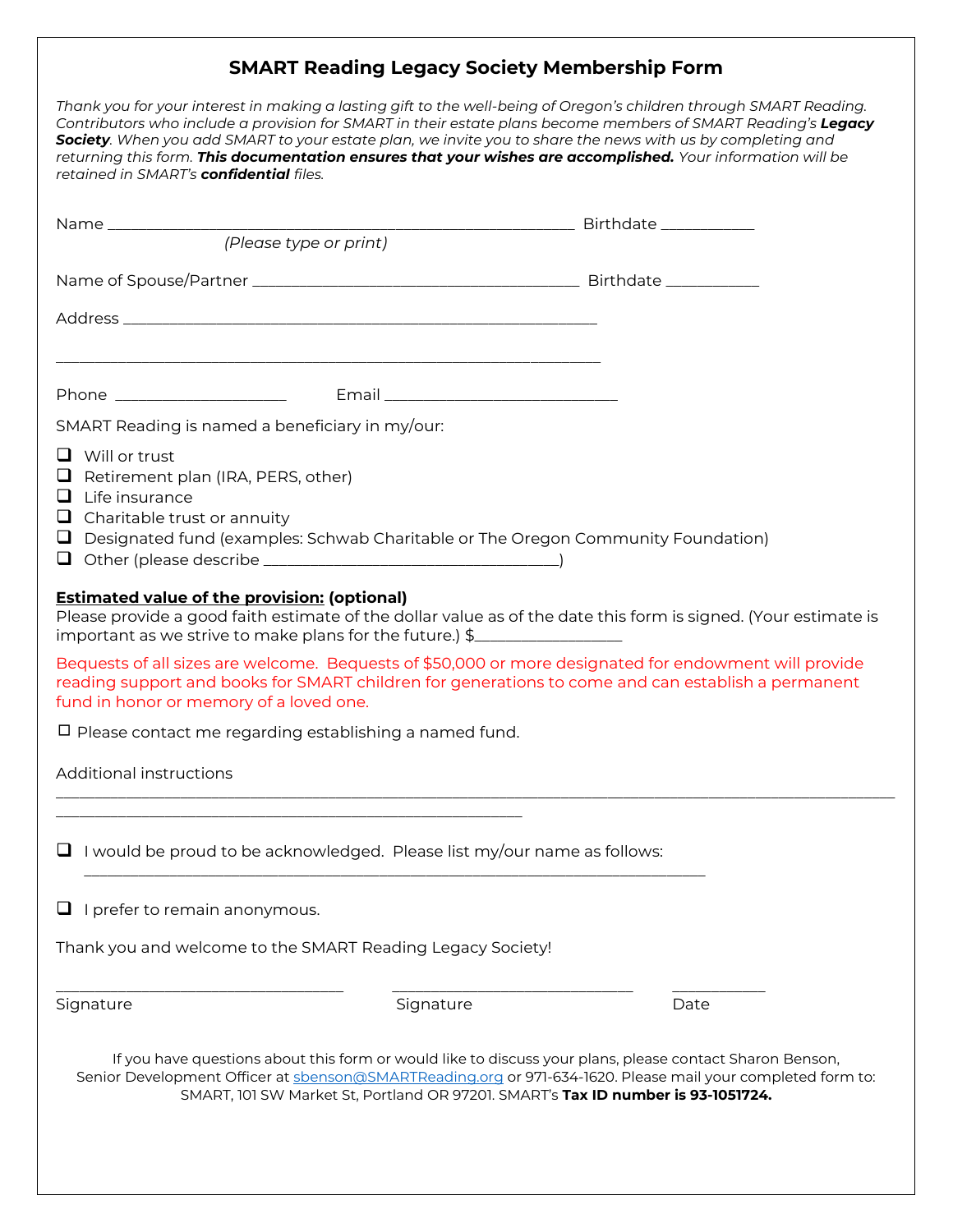# SMART Reading Legacy Society Membership Form

*Thank you for your interest in making a lasting gift to the well-being of Oregon's children through SMART Reading. Contributors who include a provision for SMART in their estate plans become members of SMART Reading's* ***Legacy Society****. When you add SMART to your estate plan, we invite you to share the news with us by completing and returning this form.* ***This documentation ensures that your wishes are accomplished.*** *Your information will be retained in SMART's* ***confidential*** *files.*

Name ________________________________________________ Birthdate __________
*(Please type or print)*

Name of Spouse/Partner __________________________________ Birthdate __________

Address ________________________________________________

________________________________________________________

Phone __________________ Email ________________________

SMART Reading is named a beneficiary in my/our:

- ☐ Will or trust
- ☐ Retirement plan (IRA, PERS, other)
- ☐ Life insurance
- ☐ Charitable trust or annuity
- ☐ Designated fund (examples: Schwab Charitable or The Oregon Community Foundation)
- ☐ Other (please describe ______________________________)

**Estimated value of the provision: (optional)**
Please provide a good faith estimate of the dollar value as of the date this form is signed. (Your estimate is important as we strive to make plans for the future.) $________________

Bequests of all sizes are welcome. Bequests of $50,000 or more designated for endowment will provide reading support and books for SMART children for generations to come and can establish a permanent fund in honor or memory of a loved one.

☐ Please contact me regarding establishing a named fund.

Additional instructions
________________________________________________________________________________
________________________________________________

☐ I would be proud to be acknowledged. Please list my/our name as follows:
________________________________________________________________

☐ I prefer to remain anonymous.

Thank you and welcome to the SMART Reading Legacy Society!

______________________________ ____________________________ __________
Signature Signature Date

If you have questions about this form or would like to discuss your plans, please contact Sharon Benson, Senior Development Officer at sbenson@SMARTReading.org or 971-634-1620. Please mail your completed form to: SMART, 101 SW Market St, Portland OR 97201. SMART's **Tax ID number is 93-1051724.**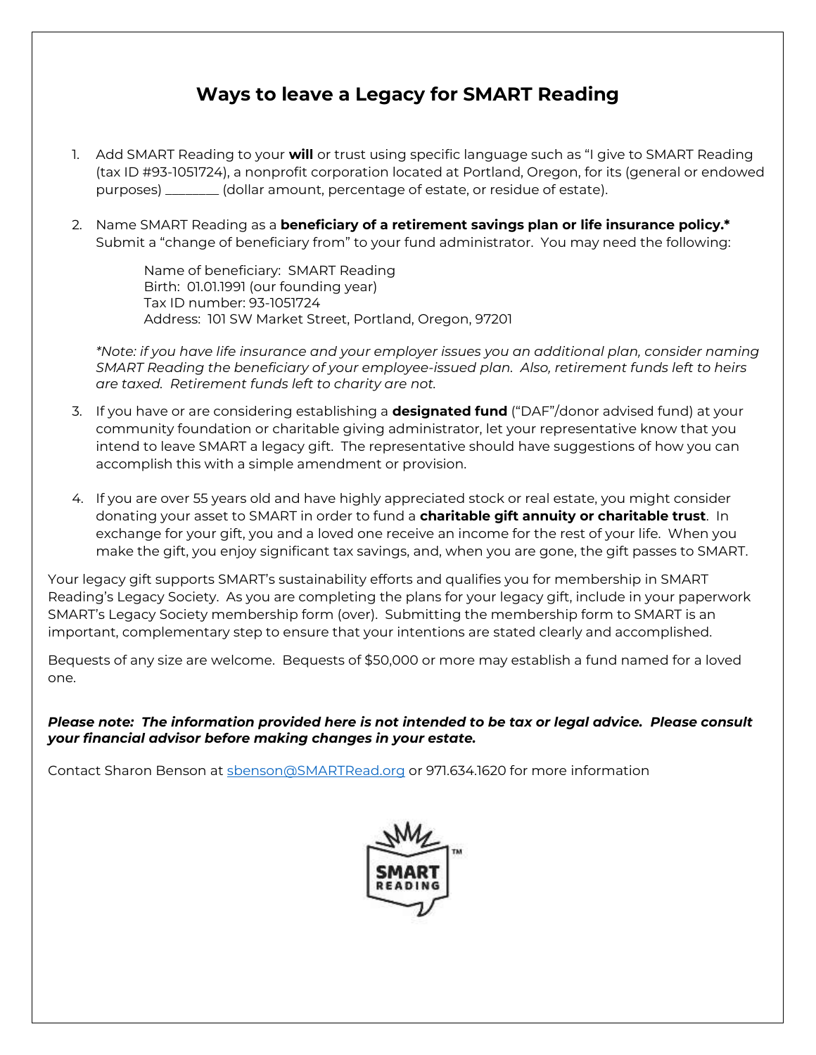# Ways to leave a Legacy for SMART Reading

1. Add SMART Reading to your **will** or trust using specific language such as "I give to SMART Reading (tax ID #93-1051724), a nonprofit corporation located at Portland, Oregon, for its (general or endowed purposes) ________ (dollar amount, percentage of estate, or residue of estate).

2. Name SMART Reading as a **beneficiary of a retirement savings plan or life insurance policy.*** Submit a "change of beneficiary from" to your fund administrator. You may need the following:

   Name of beneficiary: SMART Reading
   Birth: 01.01.1991 (our founding year)
   Tax ID number: 93-1051724
   Address: 101 SW Market Street, Portland, Oregon, 97201

   *\*Note: if you have life insurance and your employer issues you an additional plan, consider naming SMART Reading the beneficiary of your employee-issued plan. Also, retirement funds left to heirs are taxed. Retirement funds left to charity are not.*

3. If you have or are considering establishing a **designated fund** ("DAF"/donor advised fund) at your community foundation or charitable giving administrator, let your representative know that you intend to leave SMART a legacy gift. The representative should have suggestions of how you can accomplish this with a simple amendment or provision.

4. If you are over 55 years old and have highly appreciated stock or real estate, you might consider donating your asset to SMART in order to fund a **charitable gift annuity or charitable trust**. In exchange for your gift, you and a loved one receive an income for the rest of your life. When you make the gift, you enjoy significant tax savings, and, when you are gone, the gift passes to SMART.

Your legacy gift supports SMART's sustainability efforts and qualifies you for membership in SMART Reading's Legacy Society. As you are completing the plans for your legacy gift, include in your paperwork SMART's Legacy Society membership form (over). Submitting the membership form to SMART is an important, complementary step to ensure that your intentions are stated clearly and accomplished.

Bequests of any size are welcome. Bequests of $50,000 or more may establish a fund named for a loved one.

***Please note: The information provided here is not intended to be tax or legal advice. Please consult your financial advisor before making changes in your estate.***

Contact Sharon Benson at sbenson@SMARTRead.org or 971.634.1620 for more information

SMART READING™